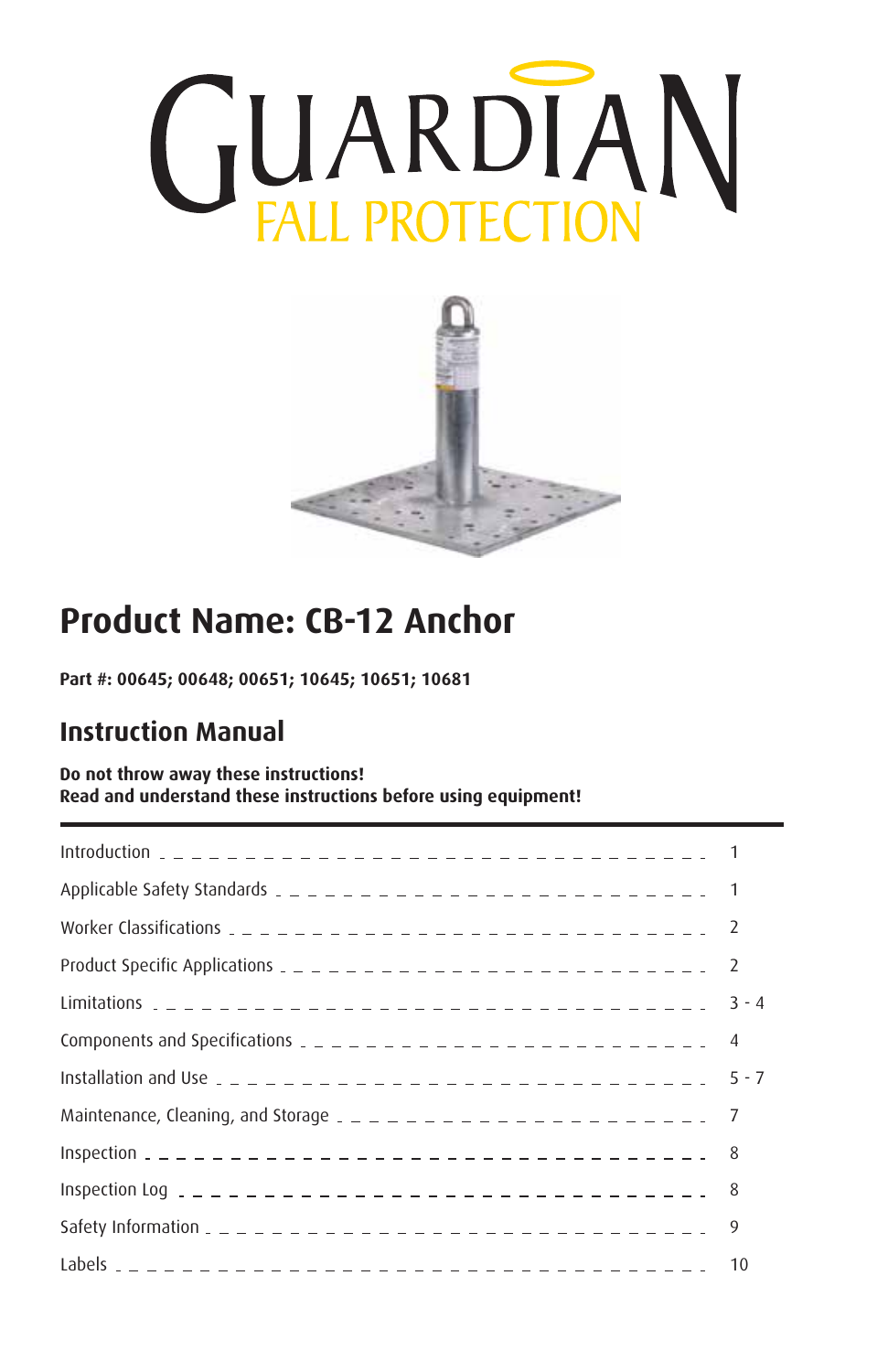# GUARDIAN FALL PROTECTION

## Product Name: CB-12 Anchor

**Part #: 00645; 00648; 00651; 10645; 10651; 10681**

## Instruction Manual

**Do not throw away these instructions!**
**Read and understand these instructions before using equipment!**

| | |
|---|---|
| Introduction | 1 |
| Applicable Safety Standards | 1 |
| Worker Classifications | 2 |
| Product Specific Applications | 2 |
| Limitations | 3 - 4 |
| Components and Specifications | 4 |
| Installation and Use | 5 - 7 |
| Maintenance, Cleaning, and Storage | 7 |
| Inspection | 8 |
| Inspection Log | 8 |
| Safety Information | 9 |
| Labels | 10 |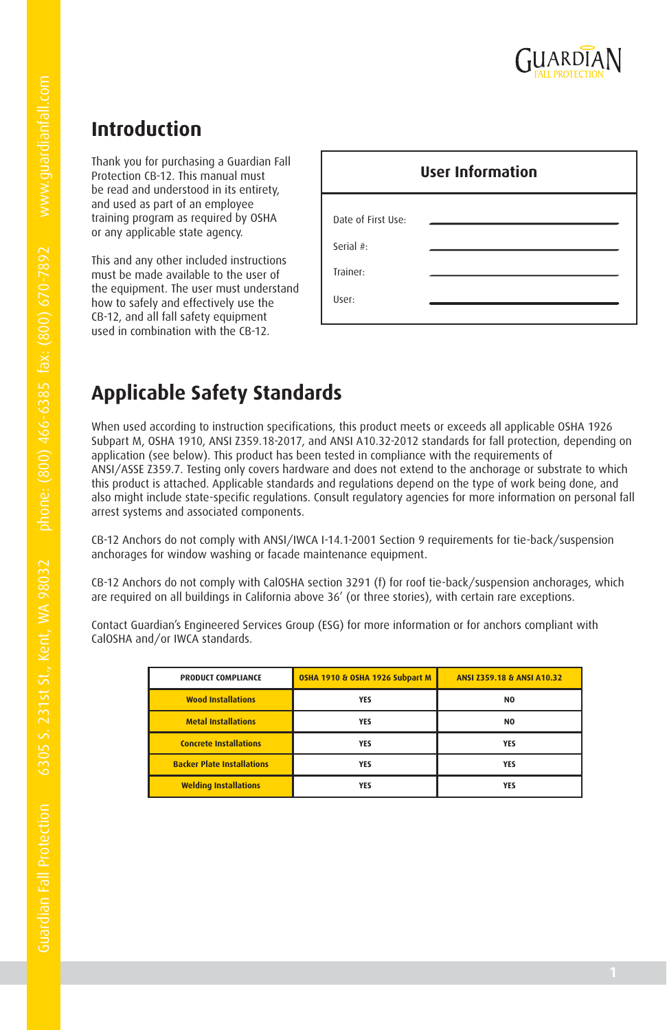## Introduction

Thank you for purchasing a Guardian Fall Protection CB-12. This manual must be read and understood in its entirety, and used as part of an employee training program as required by OSHA or any applicable state agency.

This and any other included instructions must be made available to the user of the equipment. The user must understand how to safely and effectively use the CB-12, and all fall safety equipment used in combination with the CB-12.

| User Information | |
|---|---|
| Date of First Use: | |
| Serial #: | |
| Trainer: | |
| User: | |

## Applicable Safety Standards

When used according to instruction specifications, this product meets or exceeds all applicable OSHA 1926 Subpart M, OSHA 1910, ANSI Z359.18-2017, and ANSI A10.32-2012 standards for fall protection, depending on application (see below). This product has been tested in compliance with the requirements of ANSI/ASSE Z359.7. Testing only covers hardware and does not extend to the anchorage or substrate to which this product is attached. Applicable standards and regulations depend on the type of work being done, and also might include state-specific regulations. Consult regulatory agencies for more information on personal fall arrest systems and associated components.

CB-12 Anchors do not comply with ANSI/IWCA I-14.1-2001 Section 9 requirements for tie-back/suspension anchorages for window washing or facade maintenance equipment.

CB-12 Anchors do not comply with CalOSHA section 3291 (f) for roof tie-back/suspension anchorages, which are required on all buildings in California above 36' (or three stories), with certain rare exceptions.

Contact Guardian's Engineered Services Group (ESG) for more information or for anchors compliant with CalOSHA and/or IWCA standards.

| PRODUCT COMPLIANCE | OSHA 1910 & OSHA 1926 Subpart M | ANSI Z359.18 & ANSI A10.32 |
|---|---|---|
| Wood Installations | YES | NO |
| Metal Installations | YES | NO |
| Concrete Installations | YES | YES |
| Backer Plate Installations | YES | YES |
| Welding Installations | YES | YES |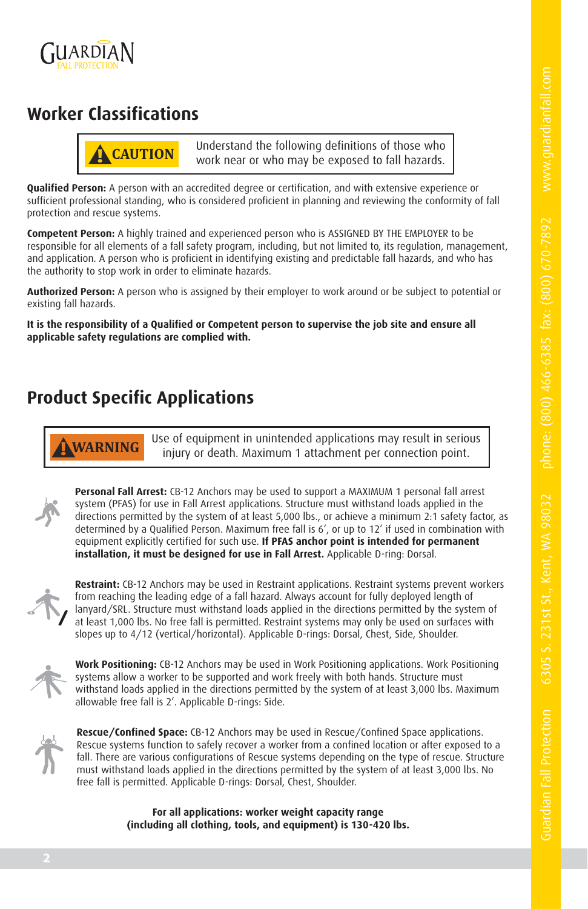## Worker Classifications

**CAUTION** Understand the following definitions of those who work near or who may be exposed to fall hazards.

**Qualified Person:** A person with an accredited degree or certification, and with extensive experience or sufficient professional standing, who is considered proficient in planning and reviewing the conformity of fall protection and rescue systems.

**Competent Person:** A highly trained and experienced person who is ASSIGNED BY THE EMPLOYER to be responsible for all elements of a fall safety program, including, but not limited to, its regulation, management, and application. A person who is proficient in identifying existing and predictable fall hazards, and who has the authority to stop work in order to eliminate hazards.

**Authorized Person:** A person who is assigned by their employer to work around or be subject to potential or existing fall hazards.

**It is the responsibility of a Qualified or Competent person to supervise the job site and ensure all applicable safety regulations are complied with.**

## Product Specific Applications

**WARNING** Use of equipment in unintended applications may result in serious injury or death. Maximum 1 attachment per connection point.

**Personal Fall Arrest:** CB-12 Anchors may be used to support a MAXIMUM 1 personal fall arrest system (PFAS) for use in Fall Arrest applications. Structure must withstand loads applied in the directions permitted by the system of at least 5,000 lbs., or achieve a minimum 2:1 safety factor, as determined by a Qualified Person. Maximum free fall is 6', or up to 12' if used in combination with equipment explicitly certified for such use. **If PFAS anchor point is intended for permanent installation, it must be designed for use in Fall Arrest.** Applicable D-ring: Dorsal.

**Restraint:** CB-12 Anchors may be used in Restraint applications. Restraint systems prevent workers from reaching the leading edge of a fall hazard. Always account for fully deployed length of lanyard/SRL. Structure must withstand loads applied in the directions permitted by the system of at least 1,000 lbs. No free fall is permitted. Restraint systems may only be used on surfaces with slopes up to 4/12 (vertical/horizontal). Applicable D-rings: Dorsal, Chest, Side, Shoulder.

**Work Positioning:** CB-12 Anchors may be used in Work Positioning applications. Work Positioning systems allow a worker to be supported and work freely with both hands. Structure must withstand loads applied in the directions permitted by the system of at least 3,000 lbs. Maximum allowable free fall is 2'. Applicable D-rings: Side.

**Rescue/Confined Space:** CB-12 Anchors may be used in Rescue/Confined Space applications. Rescue systems function to safely recover a worker from a confined location or after exposed to a fall. There are various configurations of Rescue systems depending on the type of rescue. Structure must withstand loads applied in the directions permitted by the system of at least 3,000 lbs. No free fall is permitted. Applicable D-rings: Dorsal, Chest, Shoulder.

**For all applications: worker weight capacity range (including all clothing, tools, and equipment) is 130-420 lbs.**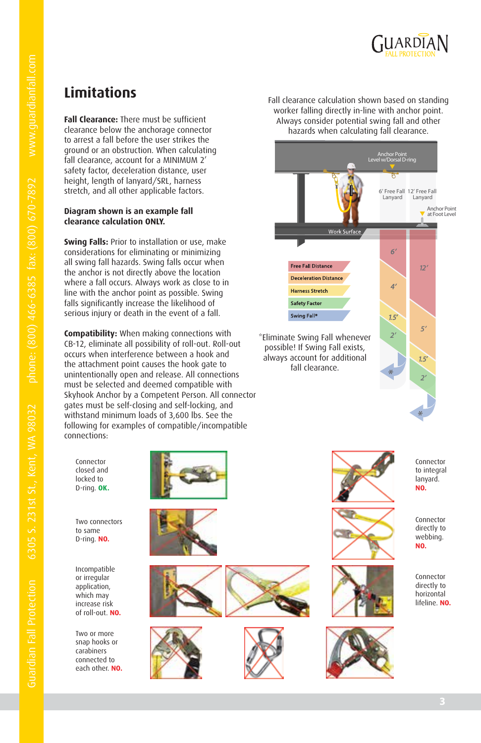## Limitations

**Fall Clearance:** There must be sufficient clearance below the anchorage connector to arrest a fall before the user strikes the ground or an obstruction. When calculating fall clearance, account for a MINIMUM 2′ safety factor, deceleration distance, user height, length of lanyard/SRL, harness stretch, and all other applicable factors.

**Diagram shown is an example fall clearance calculation ONLY.**

**Swing Falls:** Prior to installation or use, make considerations for eliminating or minimizing all swing fall hazards. Swing falls occur when the anchor is not directly above the location where a fall occurs. Always work as close to in line with the anchor point as possible. Swing falls significantly increase the likelihood of serious injury or death in the event of a fall.

**Compatibility:** When making connections with CB-12, eliminate all possibility of roll-out. Roll-out occurs when interference between a hook and the attachment point causes the hook gate to unintentionally open and release. All connections must be selected and deemed compatible with Skyhook Anchor by a Competent Person. All connector gates must be self-closing and self-locking, and withstand minimum loads of 3,600 lbs. See the following for examples of compatible/incompatible connections:

Fall clearance calculation shown based on standing worker falling directly in-line with anchor point. Always consider potential swing fall and other hazards when calculating fall clearance.

Anchor Point Level w/Dorsal D-ring

6′ Free Fall Lanyard

12′ Free Fall Lanyard

Anchor Point at Foot Level

Work Surface

| | 6′ Free Fall Lanyard | 12′ Free Fall Lanyard |
|---|---|---|
| Free Fall Distance | 6′ | 12′ |
| Deceleration Distance | 4′ | 5′ |
| Harness Stretch | 1.5′ | 1.5′ |
| Safety Factor | 2′ | 2′ |
| Swing Fall* | * | * |

*Eliminate Swing Fall whenever possible! If Swing Fall exists, always account for additional fall clearance.

Connector closed and locked to D-ring. **OK.**

Two connectors to same D-ring. **NO.**

Incompatible or irregular application, which may increase risk of roll-out. **NO.**

Two or more snap hooks or carabiners connected to each other. **NO.**

Connector to integral lanyard. **NO.**

Connector directly to webbing. **NO.**

Connector directly to horizontal lifeline. **NO.**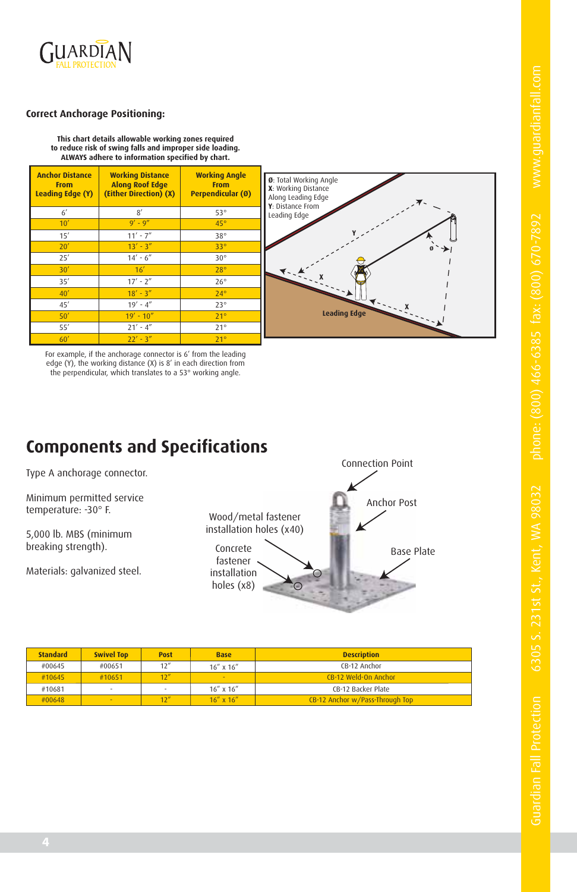## Correct Anchorage Positioning:

**This chart details allowable working zones required to reduce risk of swing falls and improper side loading. ALWAYS adhere to information specified by chart.**

| Anchor Distance From Leading Edge (Y) | Working Distance Along Roof Edge (Either Direction) (X) | Working Angle From Perpendicular (Ø) |
|---|---|---|
| 6′ | 8′ | 53° |
| 10′ | 9′ - 9″ | 45° |
| 15′ | 11′ - 7″ | 38° |
| 20′ | 13′ - 3″ | 33° |
| 25′ | 14′ - 6″ | 30° |
| 30′ | 16′ | 28° |
| 35′ | 17′ - 2″ | 26° |
| 40′ | 18′ - 3″ | 24° |
| 45′ | 19′ - 4″ | 23° |
| 50′ | 19′ - 10″ | 21° |
| 55′ | 21′ - 4″ | 21° |
| 60′ | 22′ - 3″ | 21° |

**Ø**: Total Working Angle
**X**: Working Distance Along Leading Edge
**Y**: Distance From Leading Edge

For example, if the anchorage connector is 6′ from the leading edge (Y), the working distance (X) is 8′ in each direction from the perpendicular, which translates to a 53° working angle.

# Components and Specifications

Type A anchorage connector.

Minimum permitted service temperature: -30° F.

5,000 lb. MBS (minimum breaking strength).

Materials: galvanized steel.

| Standard | Swivel Top | Post | Base | Description |
|---|---|---|---|---|
| #00645 | #00651 | 12″ | 16″ x 16″ | CB-12 Anchor |
| #10645 | #10651 | 12″ | - | CB-12 Weld-On Anchor |
| #10681 | - | - | 16″ x 16″ | CB-12 Backer Plate |
| #00648 | - | 12″ | 16″ x 16″ | CB-12 Anchor w/Pass-Through Top |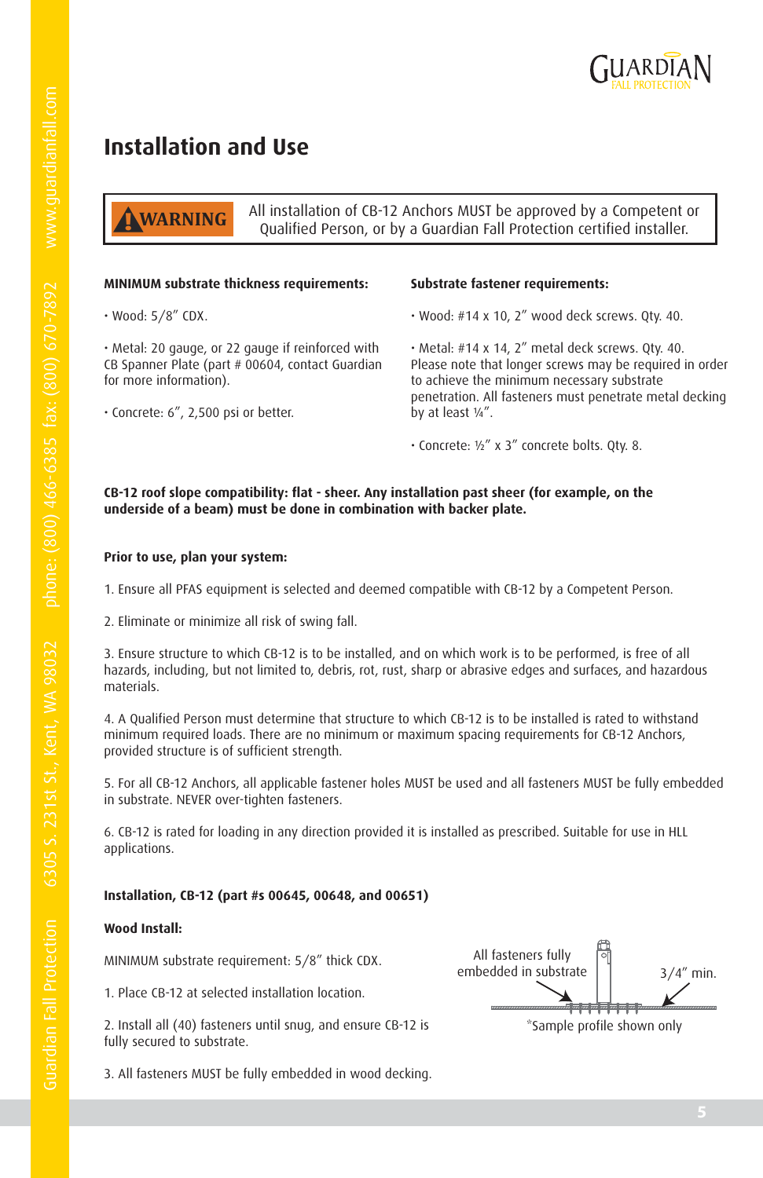## Installation and Use

**WARNING** All installation of CB-12 Anchors MUST be approved by a Competent or Qualified Person, or by a Guardian Fall Protection certified installer.

**MINIMUM substrate thickness requirements:**

• Wood: 5/8" CDX.

• Metal: 20 gauge, or 22 gauge if reinforced with CB Spanner Plate (part # 00604, contact Guardian for more information).

• Concrete: 6", 2,500 psi or better.

**Substrate fastener requirements:**

• Wood: #14 x 10, 2" wood deck screws. Qty. 40.

• Metal: #14 x 14, 2" metal deck screws. Qty. 40. Please note that longer screws may be required in order to achieve the minimum necessary substrate penetration. All fasteners must penetrate metal decking by at least ¼".

• Concrete: ½" x 3" concrete bolts. Qty. 8.

**CB-12 roof slope compatibility: flat - sheer. Any installation past sheer (for example, on the underside of a beam) must be done in combination with backer plate.**

**Prior to use, plan your system:**

1. Ensure all PFAS equipment is selected and deemed compatible with CB-12 by a Competent Person.

2. Eliminate or minimize all risk of swing fall.

3. Ensure structure to which CB-12 is to be installed, and on which work is to be performed, is free of all hazards, including, but not limited to, debris, rot, rust, sharp or abrasive edges and surfaces, and hazardous materials.

4. A Qualified Person must determine that structure to which CB-12 is to be installed is rated to withstand minimum required loads. There are no minimum or maximum spacing requirements for CB-12 Anchors, provided structure is of sufficient strength.

5. For all CB-12 Anchors, all applicable fastener holes MUST be used and all fasteners MUST be fully embedded in substrate. NEVER over-tighten fasteners.

6. CB-12 is rated for loading in any direction provided it is installed as prescribed. Suitable for use in HLL applications.

**Installation, CB-12 (part #s 00645, 00648, and 00651)**

**Wood Install:**

MINIMUM substrate requirement: 5/8" thick CDX.

1. Place CB-12 at selected installation location.

2. Install all (40) fasteners until snug, and ensure CB-12 is fully secured to substrate.

3. All fasteners MUST be fully embedded in wood decking.

All fasteners fully embedded in substrate

3/4" min.

*Sample profile shown only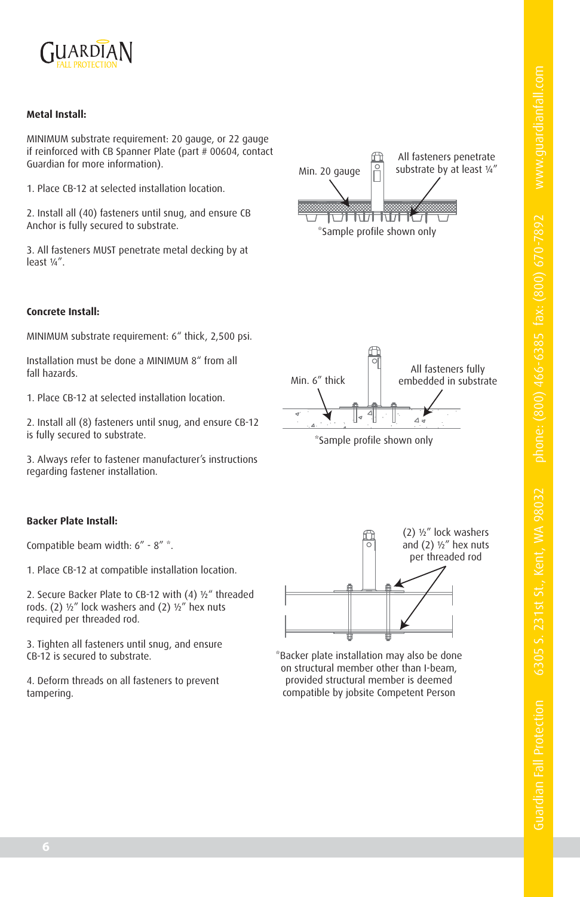### Metal Install:

MINIMUM substrate requirement: 20 gauge, or 22 gauge if reinforced with CB Spanner Plate (part # 00604, contact Guardian for more information).

1. Place CB-12 at selected installation location.

2. Install all (40) fasteners until snug, and ensure CB Anchor is fully secured to substrate.

3. All fasteners MUST penetrate metal decking by at least ¼".

Min. 20 gauge

All fasteners penetrate substrate by at least ¼"

*Sample profile shown only

### Concrete Install:

MINIMUM substrate requirement: 6" thick, 2,500 psi.

Installation must be done a MINIMUM 8" from all fall hazards.

1. Place CB-12 at selected installation location.

2. Install all (8) fasteners until snug, and ensure CB-12 is fully secured to substrate.

3. Always refer to fastener manufacturer's instructions regarding fastener installation.

Min. 6" thick

All fasteners fully embedded in substrate

*Sample profile shown only

### Backer Plate Install:

Compatible beam width: 6" - 8" *.

1. Place CB-12 at compatible installation location.

2. Secure Backer Plate to CB-12 with (4) ½" threaded rods. (2) ½" lock washers and (2) ½" hex nuts required per threaded rod.

3. Tighten all fasteners until snug, and ensure CB-12 is secured to substrate.

4. Deform threads on all fasteners to prevent tampering.

(2) ½" lock washers and (2) ½" hex nuts per threaded rod

*Backer plate installation may also be done on structural member other than I-beam, provided structural member is deemed compatible by jobsite Competent Person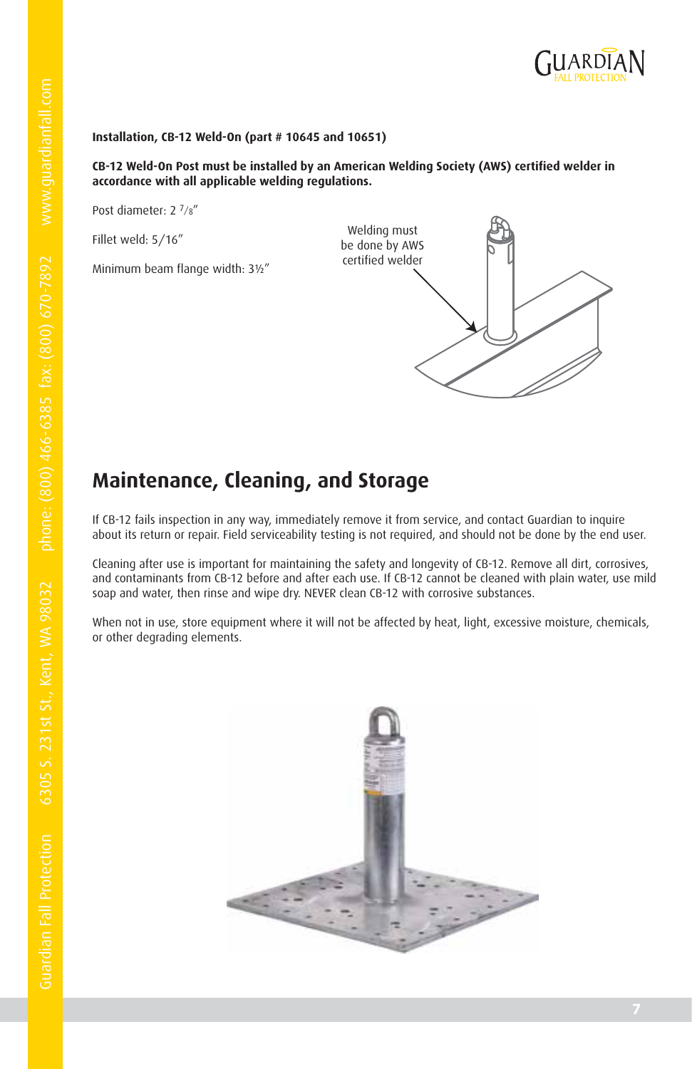**Installation, CB-12 Weld-On (part # 10645 and 10651)**

**CB-12 Weld-On Post must be installed by an American Welding Society (AWS) certified welder in accordance with all applicable welding regulations.**

Post diameter: 2 ⁷/₈″

Fillet weld: 5/16″

Minimum beam flange width: 3½″

Welding must be done by AWS certified welder

## Maintenance, Cleaning, and Storage

If CB-12 fails inspection in any way, immediately remove it from service, and contact Guardian to inquire about its return or repair. Field serviceability testing is not required, and should not be done by the end user.

Cleaning after use is important for maintaining the safety and longevity of CB-12. Remove all dirt, corrosives, and contaminants from CB-12 before and after each use. If CB-12 cannot be cleaned with plain water, use mild soap and water, then rinse and wipe dry. NEVER clean CB-12 with corrosive substances.

When not in use, store equipment where it will not be affected by heat, light, excessive moisture, chemicals, or other degrading elements.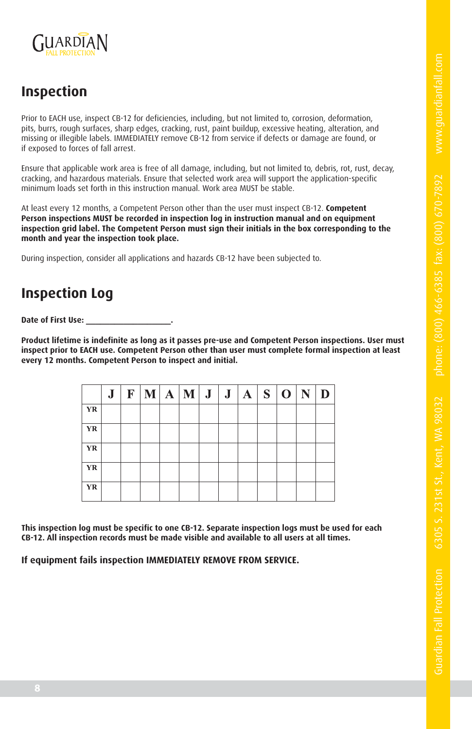## Inspection

Prior to EACH use, inspect CB-12 for deficiencies, including, but not limited to, corrosion, deformation, pits, burrs, rough surfaces, sharp edges, cracking, rust, paint buildup, excessive heating, alteration, and missing or illegible labels. IMMEDIATELY remove CB-12 from service if defects or damage are found, or if exposed to forces of fall arrest.

Ensure that applicable work area is free of all damage, including, but not limited to, debris, rot, rust, decay, cracking, and hazardous materials. Ensure that selected work area will support the application-specific minimum loads set forth in this instruction manual. Work area MUST be stable.

At least every 12 months, a Competent Person other than the user must inspect CB-12. **Competent Person inspections MUST be recorded in inspection log in instruction manual and on equipment inspection grid label. The Competent Person must sign their initials in the box corresponding to the month and year the inspection took place.**

During inspection, consider all applications and hazards CB-12 have been subjected to.

## Inspection Log

**Date of First Use: ____________________.**

**Product lifetime is indefinite as long as it passes pre-use and Competent Person inspections. User must inspect prior to EACH use. Competent Person other than user must complete formal inspection at least every 12 months. Competent Person to inspect and initial.**

| | J | F | M | A | M | J | J | A | S | O | N | D |
|---|---|---|---|---|---|---|---|---|---|---|---|---|
| YR | | | | | | | | | | | | |
| YR | | | | | | | | | | | | |
| YR | | | | | | | | | | | | |
| YR | | | | | | | | | | | | |
| YR | | | | | | | | | | | | |

**This inspection log must be specific to one CB-12. Separate inspection logs must be used for each CB-12. All inspection records must be made visible and available to all users at all times.**

**If equipment fails inspection IMMEDIATELY REMOVE FROM SERVICE.**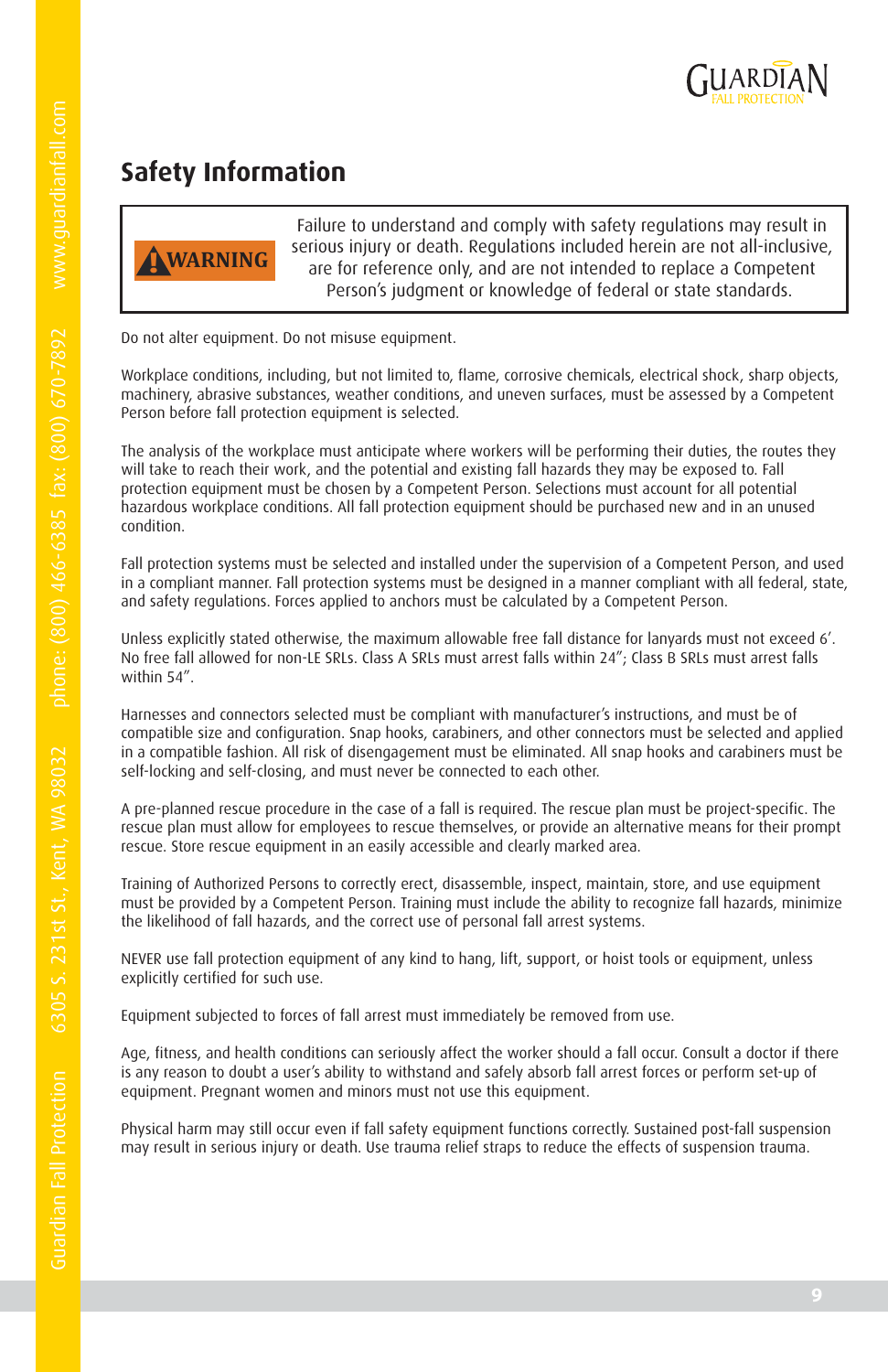# Safety Information

> **⚠WARNING** Failure to understand and comply with safety regulations may result in serious injury or death. Regulations included herein are not all-inclusive, are for reference only, and are not intended to replace a Competent Person's judgment or knowledge of federal or state standards.

Do not alter equipment. Do not misuse equipment.

Workplace conditions, including, but not limited to, flame, corrosive chemicals, electrical shock, sharp objects, machinery, abrasive substances, weather conditions, and uneven surfaces, must be assessed by a Competent Person before fall protection equipment is selected.

The analysis of the workplace must anticipate where workers will be performing their duties, the routes they will take to reach their work, and the potential and existing fall hazards they may be exposed to. Fall protection equipment must be chosen by a Competent Person. Selections must account for all potential hazardous workplace conditions. All fall protection equipment should be purchased new and in an unused condition.

Fall protection systems must be selected and installed under the supervision of a Competent Person, and used in a compliant manner. Fall protection systems must be designed in a manner compliant with all federal, state, and safety regulations. Forces applied to anchors must be calculated by a Competent Person.

Unless explicitly stated otherwise, the maximum allowable free fall distance for lanyards must not exceed 6'. No free fall allowed for non-LE SRLs. Class A SRLs must arrest falls within 24"; Class B SRLs must arrest falls within 54".

Harnesses and connectors selected must be compliant with manufacturer's instructions, and must be of compatible size and configuration. Snap hooks, carabiners, and other connectors must be selected and applied in a compatible fashion. All risk of disengagement must be eliminated. All snap hooks and carabiners must be self-locking and self-closing, and must never be connected to each other.

A pre-planned rescue procedure in the case of a fall is required. The rescue plan must be project-specific. The rescue plan must allow for employees to rescue themselves, or provide an alternative means for their prompt rescue. Store rescue equipment in an easily accessible and clearly marked area.

Training of Authorized Persons to correctly erect, disassemble, inspect, maintain, store, and use equipment must be provided by a Competent Person. Training must include the ability to recognize fall hazards, minimize the likelihood of fall hazards, and the correct use of personal fall arrest systems.

NEVER use fall protection equipment of any kind to hang, lift, support, or hoist tools or equipment, unless explicitly certified for such use.

Equipment subjected to forces of fall arrest must immediately be removed from use.

Age, fitness, and health conditions can seriously affect the worker should a fall occur. Consult a doctor if there is any reason to doubt a user's ability to withstand and safely absorb fall arrest forces or perform set-up of equipment. Pregnant women and minors must not use this equipment.

Physical harm may still occur even if fall safety equipment functions correctly. Sustained post-fall suspension may result in serious injury or death. Use trauma relief straps to reduce the effects of suspension trauma.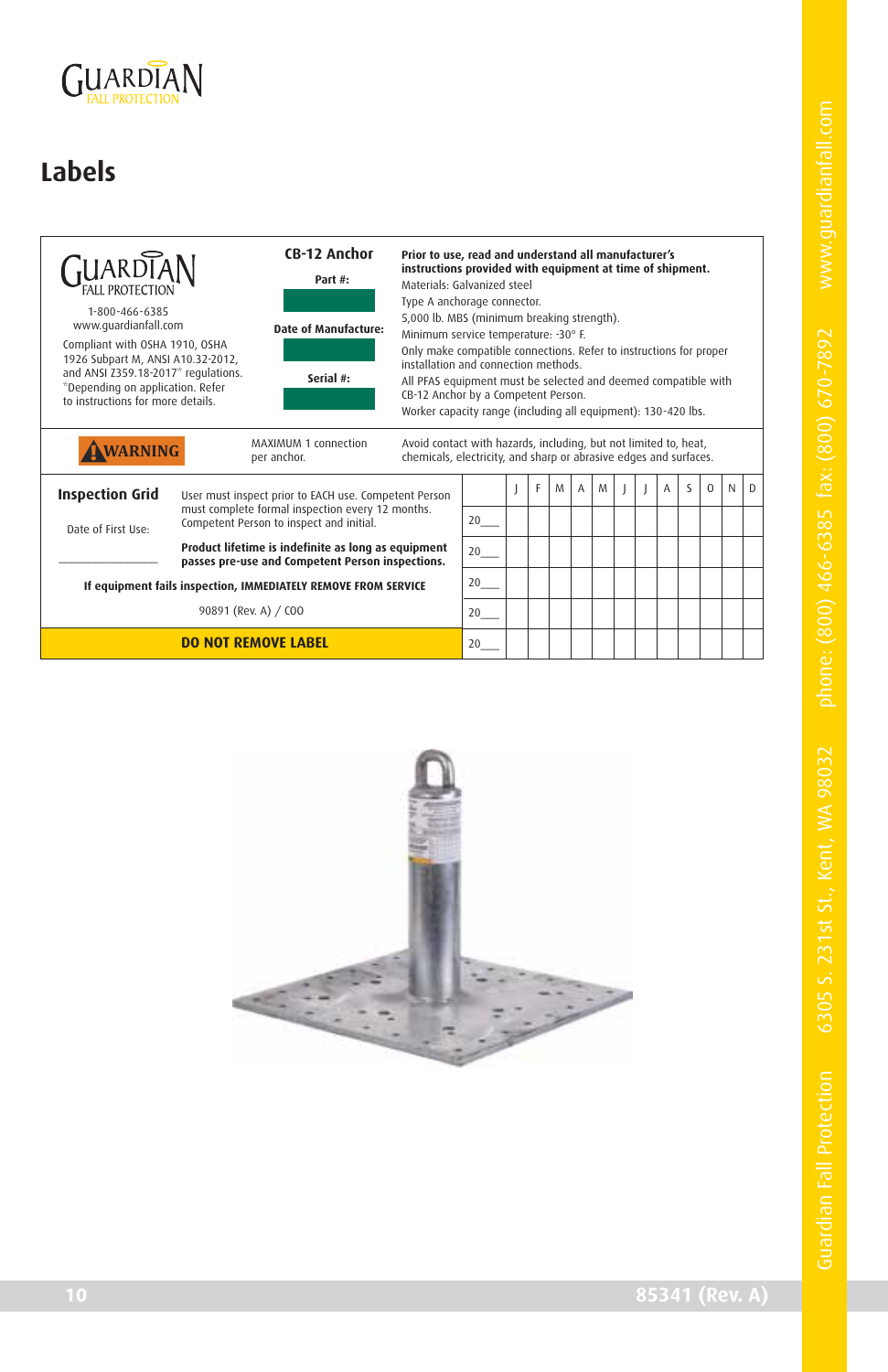# Labels

GUARDIAN
FALL PROTECTION

1-800-466-6385
www.guardianfall.com

Compliant with OSHA 1910, OSHA 1926 Subpart M, ANSI A10.32-2012, and ANSI Z359.18-2017* regulations.
*Depending on application. Refer to instructions for more details.

**CB-12 Anchor**

**Part #:**

**Date of Manufacture:**

**Serial #:**

**Prior to use, read and understand all manufacturer's instructions provided with equipment at time of shipment.**

Materials: Galvanized steel

Type A anchorage connector.

5,000 lb. MBS (minimum breaking strength).

Minimum service temperature: -30° F.

Only make compatible connections. Refer to instructions for proper installation and connection methods.

All PFAS equipment must be selected and deemed compatible with CB-12 Anchor by a Competent Person.

Worker capacity range (including all equipment): 130-420 lbs.

**WARNING**

MAXIMUM 1 connection per anchor.

Avoid contact with hazards, including, but not limited to, heat, chemicals, electricity, and sharp or abrasive edges and surfaces.

**Inspection Grid**

Date of First Use:

____________

User must inspect prior to EACH use. Competent Person must complete formal inspection every 12 months. Competent Person to inspect and initial.

**Product lifetime is indefinite as long as equipment passes pre-use and Competent Person inspections.**

**If equipment fails inspection, IMMEDIATELY REMOVE FROM SERVICE**

90891 (Rev. A) / COO

**DO NOT REMOVE LABEL**

| | J | F | M | A | M | J | J | A | S | O | N | D |
|---|---|---|---|---|---|---|---|---|---|---|---|---|
| 20___ | | | | | | | | | | | | |
| 20___ | | | | | | | | | | | | |
| 20___ | | | | | | | | | | | | |
| 20___ | | | | | | | | | | | | |
| 20___ | | | | | | | | | | | | |